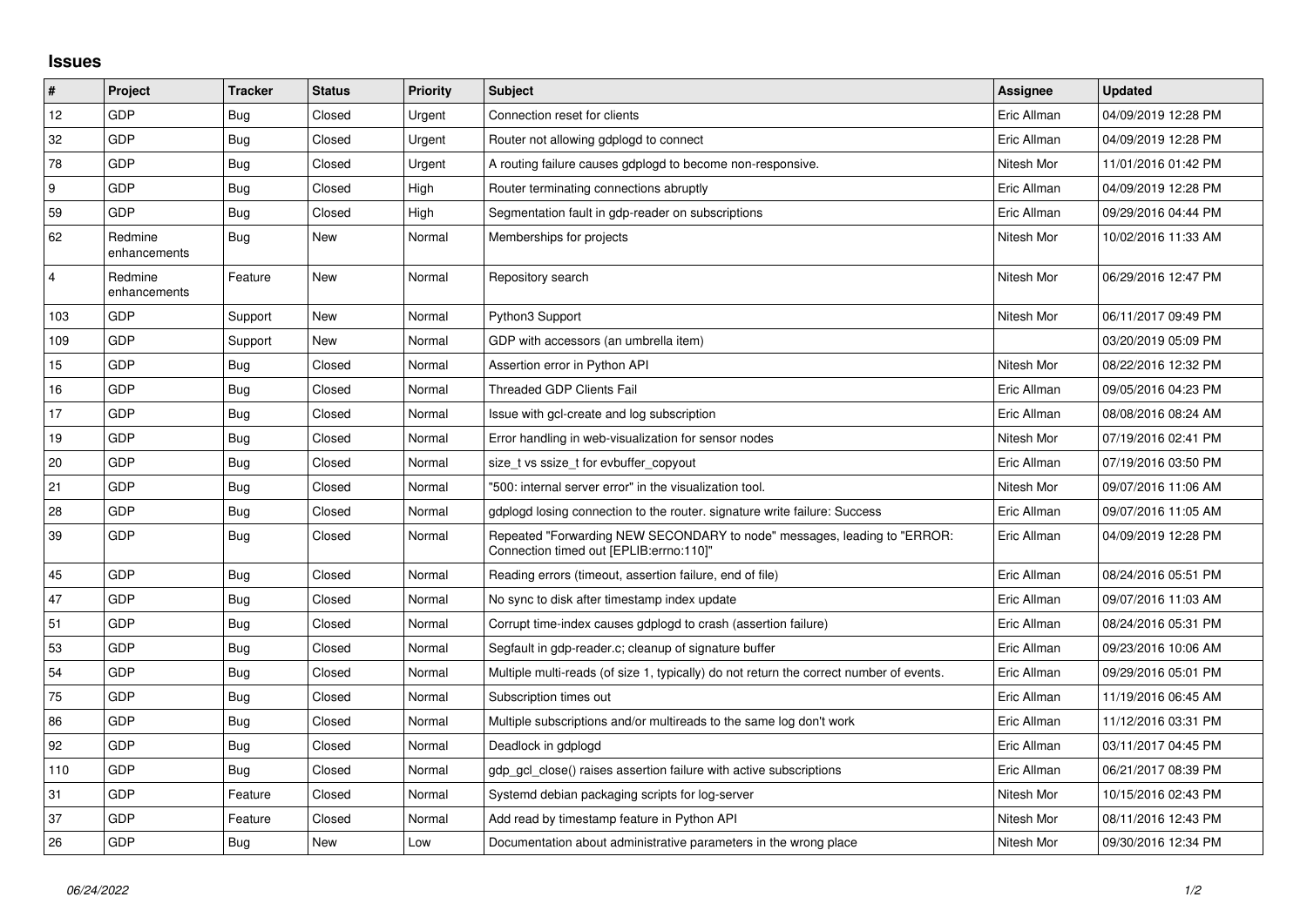## Issues

| # | Project | Tracker | Status | Priority | Subject | Assignee | Updated |
|---|---|---|---|---|---|---|---|
| 12 | GDP | Bug | Closed | Urgent | Connection reset for clients | Eric Allman | 04/09/2019 12:28 PM |
| 32 | GDP | Bug | Closed | Urgent | Router not allowing gdplogd to connect | Eric Allman | 04/09/2019 12:28 PM |
| 78 | GDP | Bug | Closed | Urgent | A routing failure causes gdplogd to become non-responsive. | Nitesh Mor | 11/01/2016 01:42 PM |
| 9 | GDP | Bug | Closed | High | Router terminating connections abruptly | Eric Allman | 04/09/2019 12:28 PM |
| 59 | GDP | Bug | Closed | High | Segmentation fault in gdp-reader on subscriptions | Eric Allman | 09/29/2016 04:44 PM |
| 62 | Redmine enhancements | Bug | New | Normal | Memberships for projects | Nitesh Mor | 10/02/2016 11:33 AM |
| 4 | Redmine enhancements | Feature | New | Normal | Repository search | Nitesh Mor | 06/29/2016 12:47 PM |
| 103 | GDP | Support | New | Normal | Python3 Support | Nitesh Mor | 06/11/2017 09:49 PM |
| 109 | GDP | Support | New | Normal | GDP with accessors (an umbrella item) | | 03/20/2019 05:09 PM |
| 15 | GDP | Bug | Closed | Normal | Assertion error in Python API | Nitesh Mor | 08/22/2016 12:32 PM |
| 16 | GDP | Bug | Closed | Normal | Threaded GDP Clients Fail | Eric Allman | 09/05/2016 04:23 PM |
| 17 | GDP | Bug | Closed | Normal | Issue with gcl-create and log subscription | Eric Allman | 08/08/2016 08:24 AM |
| 19 | GDP | Bug | Closed | Normal | Error handling in web-visualization for sensor nodes | Nitesh Mor | 07/19/2016 02:41 PM |
| 20 | GDP | Bug | Closed | Normal | size_t vs ssize_t for evbuffer_copyout | Eric Allman | 07/19/2016 03:50 PM |
| 21 | GDP | Bug | Closed | Normal | "500: internal server error" in the visualization tool. | Nitesh Mor | 09/07/2016 11:06 AM |
| 28 | GDP | Bug | Closed | Normal | gdplogd losing connection to the router. signature write failure: Success | Eric Allman | 09/07/2016 11:05 AM |
| 39 | GDP | Bug | Closed | Normal | Repeated "Forwarding NEW SECONDARY to node" messages, leading to "ERROR: Connection timed out [EPLIB:errno:110]" | Eric Allman | 04/09/2019 12:28 PM |
| 45 | GDP | Bug | Closed | Normal | Reading errors (timeout, assertion failure, end of file) | Eric Allman | 08/24/2016 05:51 PM |
| 47 | GDP | Bug | Closed | Normal | No sync to disk after timestamp index update | Eric Allman | 09/07/2016 11:03 AM |
| 51 | GDP | Bug | Closed | Normal | Corrupt time-index causes gdplogd to crash (assertion failure) | Eric Allman | 08/24/2016 05:31 PM |
| 53 | GDP | Bug | Closed | Normal | Segfault in gdp-reader.c; cleanup of signature buffer | Eric Allman | 09/23/2016 10:06 AM |
| 54 | GDP | Bug | Closed | Normal | Multiple multi-reads (of size 1, typically) do not return the correct number of events. | Eric Allman | 09/29/2016 05:01 PM |
| 75 | GDP | Bug | Closed | Normal | Subscription times out | Eric Allman | 11/19/2016 06:45 AM |
| 86 | GDP | Bug | Closed | Normal | Multiple subscriptions and/or multireads to the same log don't work | Eric Allman | 11/12/2016 03:31 PM |
| 92 | GDP | Bug | Closed | Normal | Deadlock in gdplogd | Eric Allman | 03/11/2017 04:45 PM |
| 110 | GDP | Bug | Closed | Normal | gdp_gcl_close() raises assertion failure with active subscriptions | Eric Allman | 06/21/2017 08:39 PM |
| 31 | GDP | Feature | Closed | Normal | Systemd debian packaging scripts for log-server | Nitesh Mor | 10/15/2016 02:43 PM |
| 37 | GDP | Feature | Closed | Normal | Add read by timestamp feature in Python API | Nitesh Mor | 08/11/2016 12:43 PM |
| 26 | GDP | Bug | New | Low | Documentation about administrative parameters in the wrong place | Nitesh Mor | 09/30/2016 12:34 PM |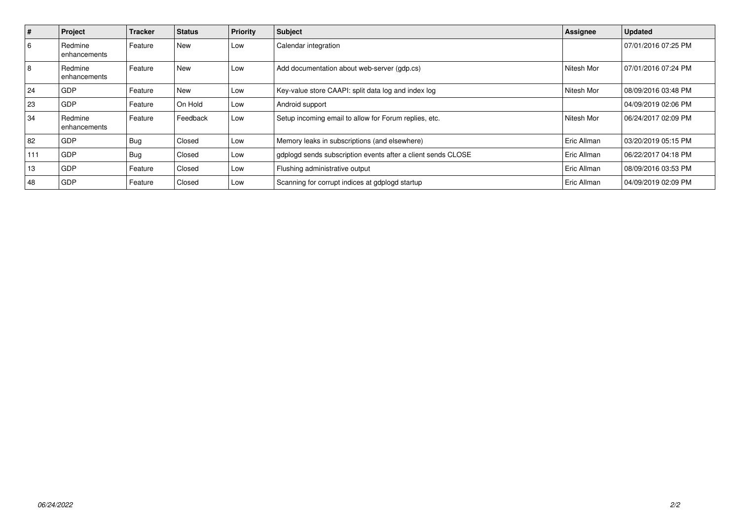| # | Project | Tracker | Status | Priority | Subject | Assignee | Updated |
|---|---|---|---|---|---|---|---|
| 6 | Redmine enhancements | Feature | New | Low | Calendar integration | | 07/01/2016 07:25 PM |
| 8 | Redmine enhancements | Feature | New | Low | Add documentation about web-server (gdp.cs) | Nitesh Mor | 07/01/2016 07:24 PM |
| 24 | GDP | Feature | New | Low | Key-value store CAAPI: split data log and index log | Nitesh Mor | 08/09/2016 03:48 PM |
| 23 | GDP | Feature | On Hold | Low | Android support | | 04/09/2019 02:06 PM |
| 34 | Redmine enhancements | Feature | Feedback | Low | Setup incoming email to allow for Forum replies, etc. | Nitesh Mor | 06/24/2017 02:09 PM |
| 82 | GDP | Bug | Closed | Low | Memory leaks in subscriptions (and elsewhere) | Eric Allman | 03/20/2019 05:15 PM |
| 111 | GDP | Bug | Closed | Low | gdplogd sends subscription events after a client sends CLOSE | Eric Allman | 06/22/2017 04:18 PM |
| 13 | GDP | Feature | Closed | Low | Flushing administrative output | Eric Allman | 08/09/2016 03:53 PM |
| 48 | GDP | Feature | Closed | Low | Scanning for corrupt indices at gdplogd startup | Eric Allman | 04/09/2019 02:09 PM |